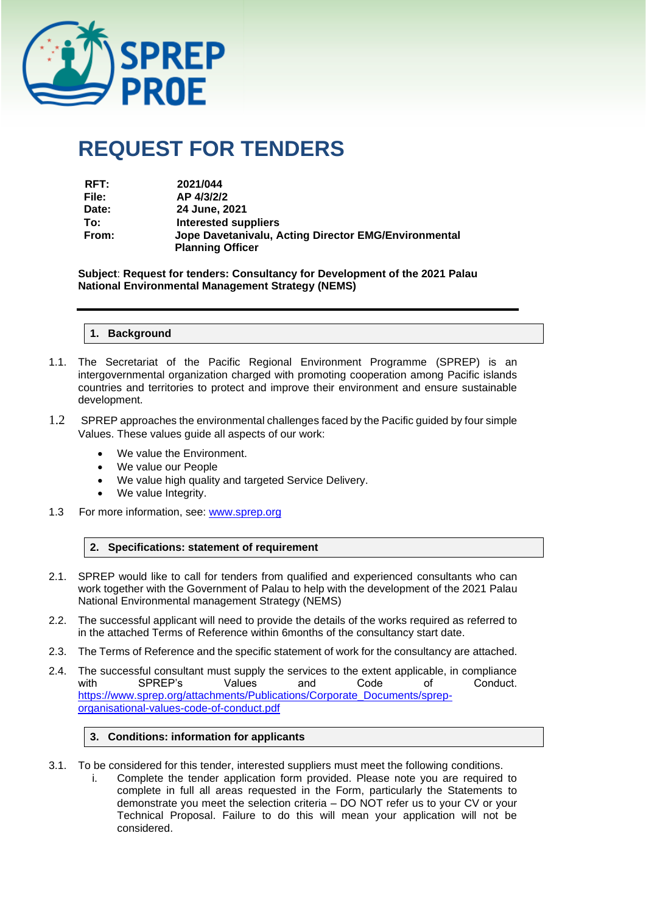SPREP PROE

# REQUEST FOR TENDERS

| | |
|---|---|
| **RFT:** | **2021/044** |
| **File:** | **AP 4/3/2/2** |
| **Date:** | **24 June, 2021** |
| **To:** | **Interested suppliers** |
| **From:** | **Jope Davetanivalu, Acting Director EMG/Environmental Planning Officer** |

**Subject**: **Request for tenders: Consultancy for Development of the 2021 Palau National Environmental Management Strategy (NEMS)**

---

## 1. Background

1.1. The Secretariat of the Pacific Regional Environment Programme (SPREP) is an intergovernmental organization charged with promoting cooperation among Pacific islands countries and territories to protect and improve their environment and ensure sustainable development.

1.2 SPREP approaches the environmental challenges faced by the Pacific guided by four simple Values. These values guide all aspects of our work:

- We value the Environment.
- We value our People
- We value high quality and targeted Service Delivery.
- We value Integrity.

1.3 For more information, see: www.sprep.org

## 2. Specifications: statement of requirement

2.1. SPREP would like to call for tenders from qualified and experienced consultants who can work together with the Government of Palau to help with the development of the 2021 Palau National Environmental management Strategy (NEMS)

2.2. The successful applicant will need to provide the details of the works required as referred to in the attached Terms of Reference within 6months of the consultancy start date.

2.3. The Terms of Reference and the specific statement of work for the consultancy are attached.

2.4. The successful consultant must supply the services to the extent applicable, in compliance with SPREP's Values and Code of Conduct. https://www.sprep.org/attachments/Publications/Corporate_Documents/sprep-organisational-values-code-of-conduct.pdf

## 3. Conditions: information for applicants

3.1. To be considered for this tender, interested suppliers must meet the following conditions.

i. Complete the tender application form provided. Please note you are required to complete in full all areas requested in the Form, particularly the Statements to demonstrate you meet the selection criteria – DO NOT refer us to your CV or your Technical Proposal. Failure to do this will mean your application will not be considered.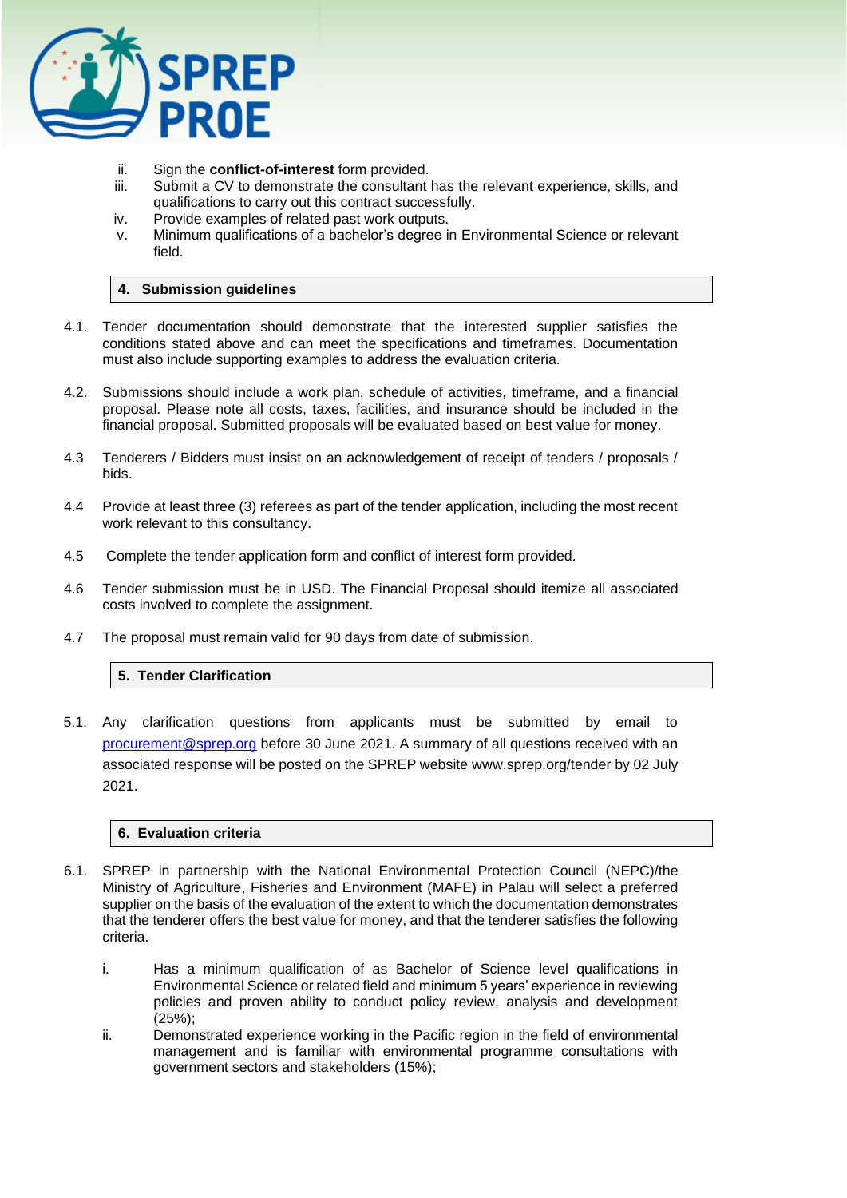ii. Sign the **conflict-of-interest** form provided.
iii. Submit a CV to demonstrate the consultant has the relevant experience, skills, and qualifications to carry out this contract successfully.
iv. Provide examples of related past work outputs.
v. Minimum qualifications of a bachelor's degree in Environmental Science or relevant field.

## 4. Submission guidelines

4.1. Tender documentation should demonstrate that the interested supplier satisfies the conditions stated above and can meet the specifications and timeframes. Documentation must also include supporting examples to address the evaluation criteria.

4.2. Submissions should include a work plan, schedule of activities, timeframe, and a financial proposal. Please note all costs, taxes, facilities, and insurance should be included in the financial proposal. Submitted proposals will be evaluated based on best value for money.

4.3 Tenderers / Bidders must insist on an acknowledgement of receipt of tenders / proposals / bids.

4.4 Provide at least three (3) referees as part of the tender application, including the most recent work relevant to this consultancy.

4.5 Complete the tender application form and conflict of interest form provided.

4.6 Tender submission must be in USD. The Financial Proposal should itemize all associated costs involved to complete the assignment.

4.7 The proposal must remain valid for 90 days from date of submission.

## 5. Tender Clarification

5.1. Any clarification questions from applicants must be submitted by email to procurement@sprep.org before 30 June 2021. A summary of all questions received with an associated response will be posted on the SPREP website www.sprep.org/tender by 02 July 2021.

## 6. Evaluation criteria

6.1. SPREP in partnership with the National Environmental Protection Council (NEPC)/the Ministry of Agriculture, Fisheries and Environment (MAFE) in Palau will select a preferred supplier on the basis of the evaluation of the extent to which the documentation demonstrates that the tenderer offers the best value for money, and that the tenderer satisfies the following criteria.

i. Has a minimum qualification of as Bachelor of Science level qualifications in Environmental Science or related field and minimum 5 years' experience in reviewing policies and proven ability to conduct policy review, analysis and development (25%);
ii. Demonstrated experience working in the Pacific region in the field of environmental management and is familiar with environmental programme consultations with government sectors and stakeholders (15%);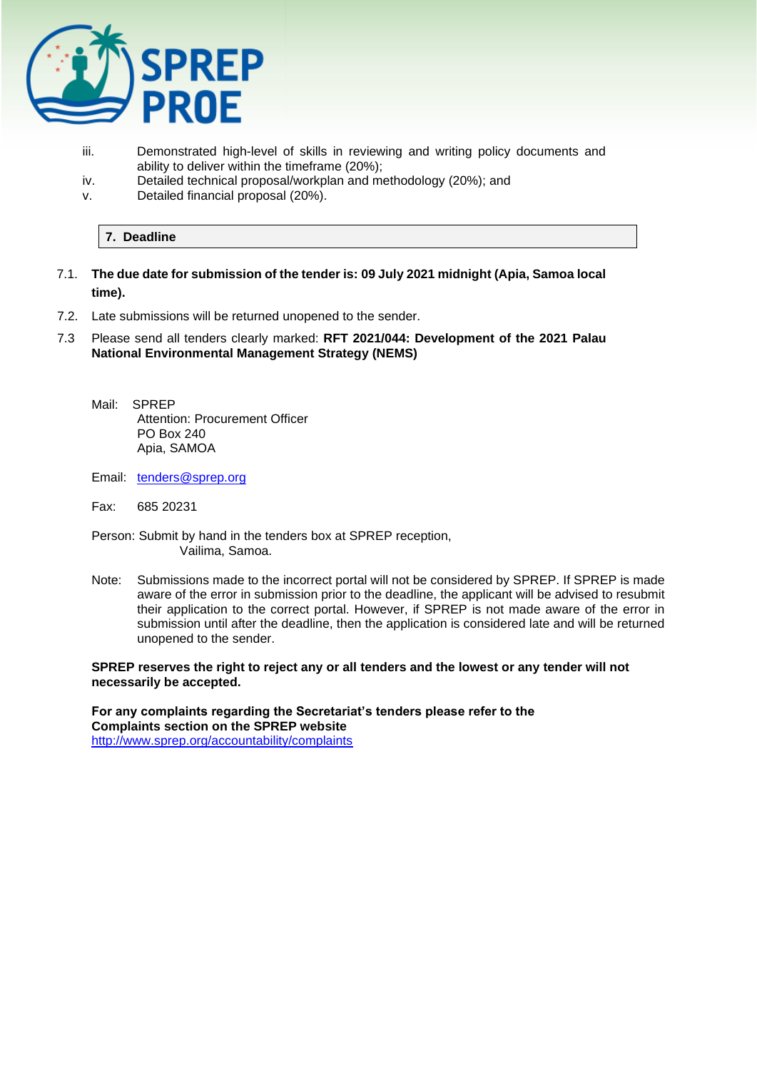iii. Demonstrated high-level of skills in reviewing and writing policy documents and ability to deliver within the timeframe (20%);
iv. Detailed technical proposal/workplan and methodology (20%); and
v. Detailed financial proposal (20%).

## 7. Deadline

7.1. **The due date for submission of the tender is: 09 July 2021 midnight (Apia, Samoa local time).**

7.2. Late submissions will be returned unopened to the sender.

7.3 Please send all tenders clearly marked: **RFT 2021/044: Development of the 2021 Palau National Environmental Management Strategy (NEMS)**

Mail: SPREP
Attention: Procurement Officer
PO Box 240
Apia, SAMOA

Email: tenders@sprep.org

Fax: 685 20231

Person: Submit by hand in the tenders box at SPREP reception, Vailima, Samoa.

Note: Submissions made to the incorrect portal will not be considered by SPREP. If SPREP is made aware of the error in submission prior to the deadline, the applicant will be advised to resubmit their application to the correct portal. However, if SPREP is not made aware of the error in submission until after the deadline, then the application is considered late and will be returned unopened to the sender.

**SPREP reserves the right to reject any or all tenders and the lowest or any tender will not necessarily be accepted.**

**For any complaints regarding the Secretariat's tenders please refer to the Complaints section on the SPREP website**
http://www.sprep.org/accountability/complaints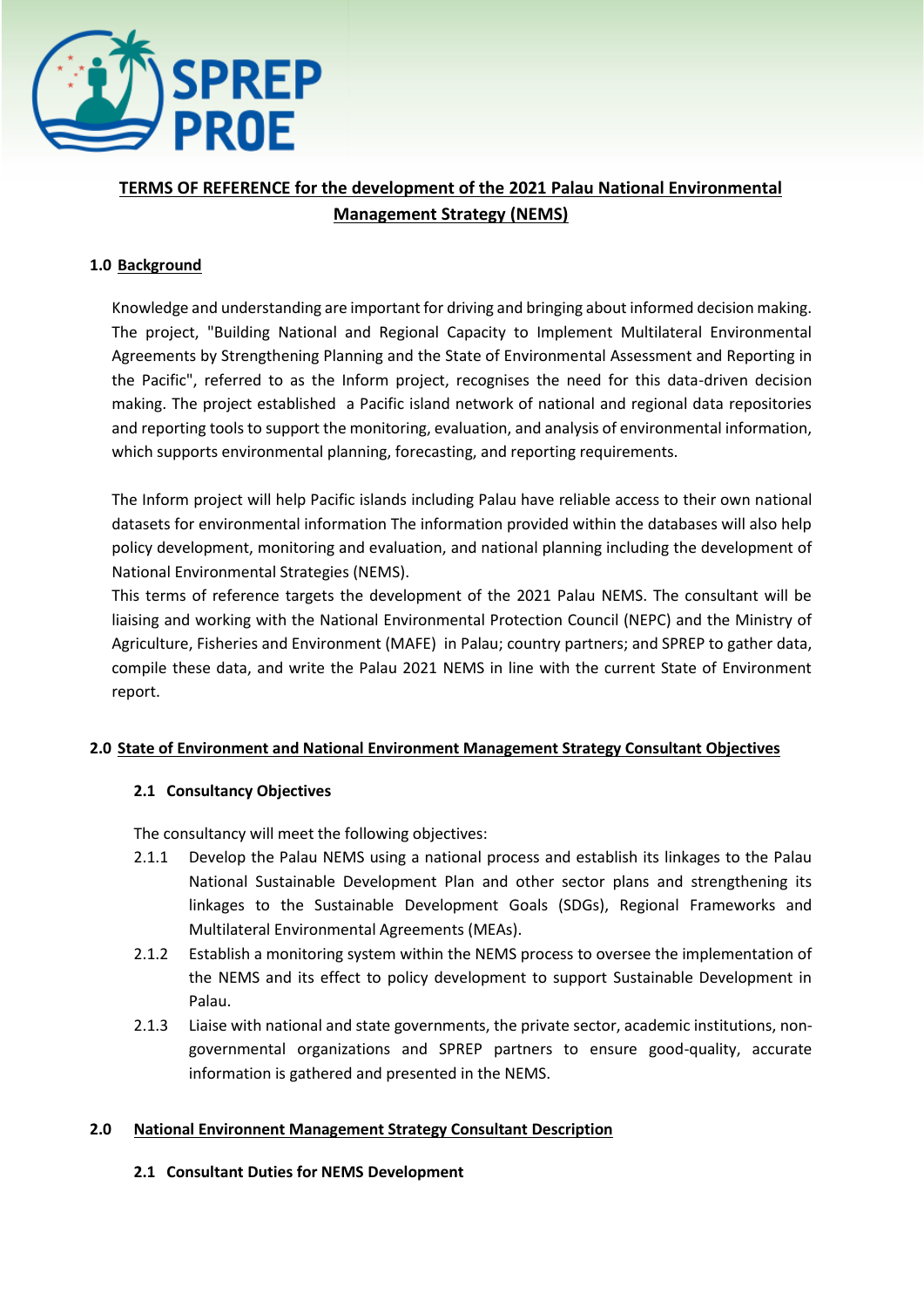# TERMS OF REFERENCE for the development of the 2021 Palau National Environmental Management Strategy (NEMS)

## 1.0 Background

Knowledge and understanding are important for driving and bringing about informed decision making. The project, "Building National and Regional Capacity to Implement Multilateral Environmental Agreements by Strengthening Planning and the State of Environmental Assessment and Reporting in the Pacific", referred to as the Inform project, recognises the need for this data-driven decision making. The project established a Pacific island network of national and regional data repositories and reporting tools to support the monitoring, evaluation, and analysis of environmental information, which supports environmental planning, forecasting, and reporting requirements.

The Inform project will help Pacific islands including Palau have reliable access to their own national datasets for environmental information The information provided within the databases will also help policy development, monitoring and evaluation, and national planning including the development of National Environmental Strategies (NEMS).

This terms of reference targets the development of the 2021 Palau NEMS. The consultant will be liaising and working with the National Environmental Protection Council (NEPC) and the Ministry of Agriculture, Fisheries and Environment (MAFE) in Palau; country partners; and SPREP to gather data, compile these data, and write the Palau 2021 NEMS in line with the current State of Environment report.

## 2.0 State of Environment and National Environment Management Strategy Consultant Objectives

### 2.1 Consultancy Objectives

The consultancy will meet the following objectives:

- 2.1.1 Develop the Palau NEMS using a national process and establish its linkages to the Palau National Sustainable Development Plan and other sector plans and strengthening its linkages to the Sustainable Development Goals (SDGs), Regional Frameworks and Multilateral Environmental Agreements (MEAs).
- 2.1.2 Establish a monitoring system within the NEMS process to oversee the implementation of the NEMS and its effect to policy development to support Sustainable Development in Palau.
- 2.1.3 Liaise with national and state governments, the private sector, academic institutions, non-governmental organizations and SPREP partners to ensure good-quality, accurate information is gathered and presented in the NEMS.

## 2.0 National Environnent Management Strategy Consultant Description

### 2.1 Consultant Duties for NEMS Development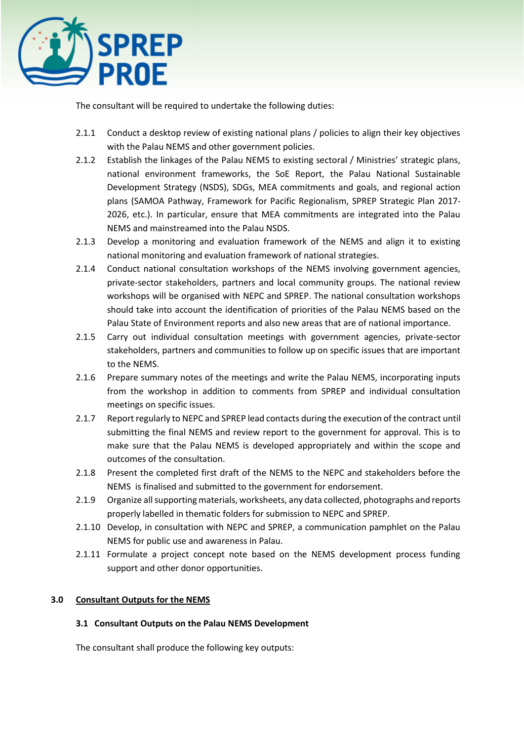The consultant will be required to undertake the following duties:

2.1.1 Conduct a desktop review of existing national plans / policies to align their key objectives with the Palau NEMS and other government policies.

2.1.2 Establish the linkages of the Palau NEMS to existing sectoral / Ministries' strategic plans, national environment frameworks, the SoE Report, the Palau National Sustainable Development Strategy (NSDS), SDGs, MEA commitments and goals, and regional action plans (SAMOA Pathway, Framework for Pacific Regionalism, SPREP Strategic Plan 2017-2026, etc.). In particular, ensure that MEA commitments are integrated into the Palau NEMS and mainstreamed into the Palau NSDS.

2.1.3 Develop a monitoring and evaluation framework of the NEMS and align it to existing national monitoring and evaluation framework of national strategies.

2.1.4 Conduct national consultation workshops of the NEMS involving government agencies, private-sector stakeholders, partners and local community groups. The national review workshops will be organised with NEPC and SPREP. The national consultation workshops should take into account the identification of priorities of the Palau NEMS based on the Palau State of Environment reports and also new areas that are of national importance.

2.1.5 Carry out individual consultation meetings with government agencies, private-sector stakeholders, partners and communities to follow up on specific issues that are important to the NEMS.

2.1.6 Prepare summary notes of the meetings and write the Palau NEMS, incorporating inputs from the workshop in addition to comments from SPREP and individual consultation meetings on specific issues.

2.1.7 Report regularly to NEPC and SPREP lead contacts during the execution of the contract until submitting the final NEMS and review report to the government for approval. This is to make sure that the Palau NEMS is developed appropriately and within the scope and outcomes of the consultation.

2.1.8 Present the completed first draft of the NEMS to the NEPC and stakeholders before the NEMS is finalised and submitted to the government for endorsement.

2.1.9 Organize all supporting materials, worksheets, any data collected, photographs and reports properly labelled in thematic folders for submission to NEPC and SPREP.

2.1.10 Develop, in consultation with NEPC and SPREP, a communication pamphlet on the Palau NEMS for public use and awareness in Palau.

2.1.11 Formulate a project concept note based on the NEMS development process funding support and other donor opportunities.

## 3.0 Consultant Outputs for the NEMS

### 3.1 Consultant Outputs on the Palau NEMS Development

The consultant shall produce the following key outputs: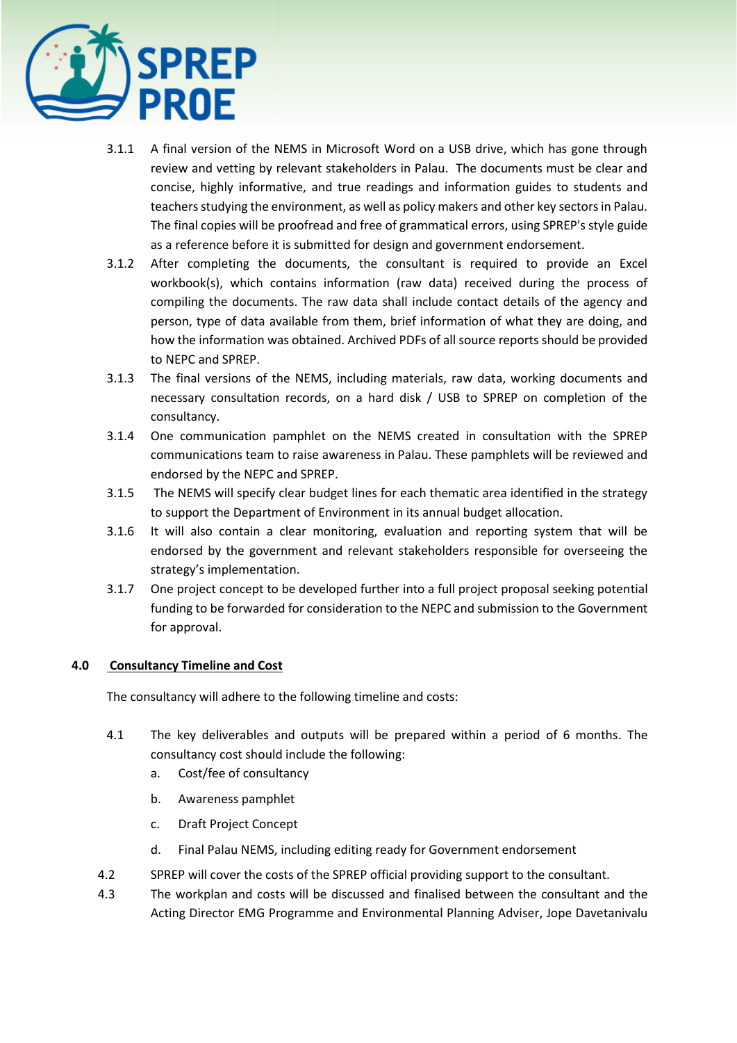3.1.1 A final version of the NEMS in Microsoft Word on a USB drive, which has gone through review and vetting by relevant stakeholders in Palau. The documents must be clear and concise, highly informative, and true readings and information guides to students and teachers studying the environment, as well as policy makers and other key sectors in Palau. The final copies will be proofread and free of grammatical errors, using SPREP's style guide as a reference before it is submitted for design and government endorsement.

3.1.2 After completing the documents, the consultant is required to provide an Excel workbook(s), which contains information (raw data) received during the process of compiling the documents. The raw data shall include contact details of the agency and person, type of data available from them, brief information of what they are doing, and how the information was obtained. Archived PDFs of all source reports should be provided to NEPC and SPREP.

3.1.3 The final versions of the NEMS, including materials, raw data, working documents and necessary consultation records, on a hard disk / USB to SPREP on completion of the consultancy.

3.1.4 One communication pamphlet on the NEMS created in consultation with the SPREP communications team to raise awareness in Palau. These pamphlets will be reviewed and endorsed by the NEPC and SPREP.

3.1.5 The NEMS will specify clear budget lines for each thematic area identified in the strategy to support the Department of Environment in its annual budget allocation.

3.1.6 It will also contain a clear monitoring, evaluation and reporting system that will be endorsed by the government and relevant stakeholders responsible for overseeing the strategy's implementation.

3.1.7 One project concept to be developed further into a full project proposal seeking potential funding to be forwarded for consideration to the NEPC and submission to the Government for approval.

## 4.0 Consultancy Timeline and Cost

The consultancy will adhere to the following timeline and costs:

4.1 The key deliverables and outputs will be prepared within a period of 6 months. The consultancy cost should include the following:

a. Cost/fee of consultancy

b. Awareness pamphlet

c. Draft Project Concept

d. Final Palau NEMS, including editing ready for Government endorsement

4.2 SPREP will cover the costs of the SPREP official providing support to the consultant.

4.3 The workplan and costs will be discussed and finalised between the consultant and the Acting Director EMG Programme and Environmental Planning Adviser, Jope Davetanivalu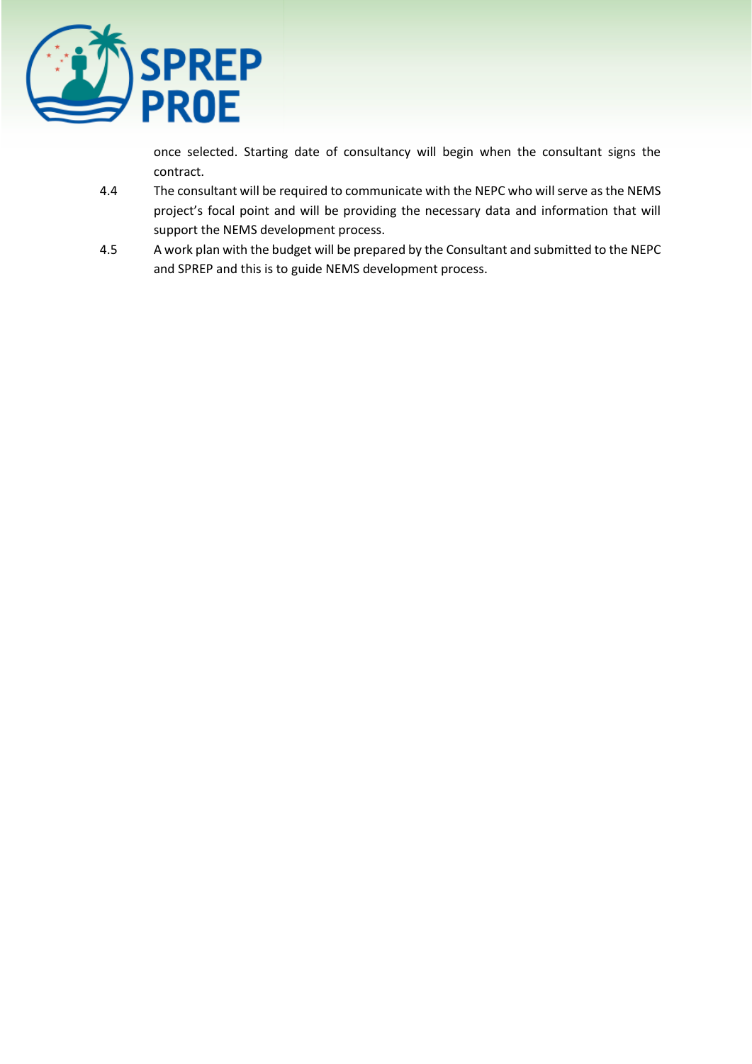once selected. Starting date of consultancy will begin when the consultant signs the contract.

4.4 The consultant will be required to communicate with the NEPC who will serve as the NEMS project's focal point and will be providing the necessary data and information that will support the NEMS development process.

4.5 A work plan with the budget will be prepared by the Consultant and submitted to the NEPC and SPREP and this is to guide NEMS development process.